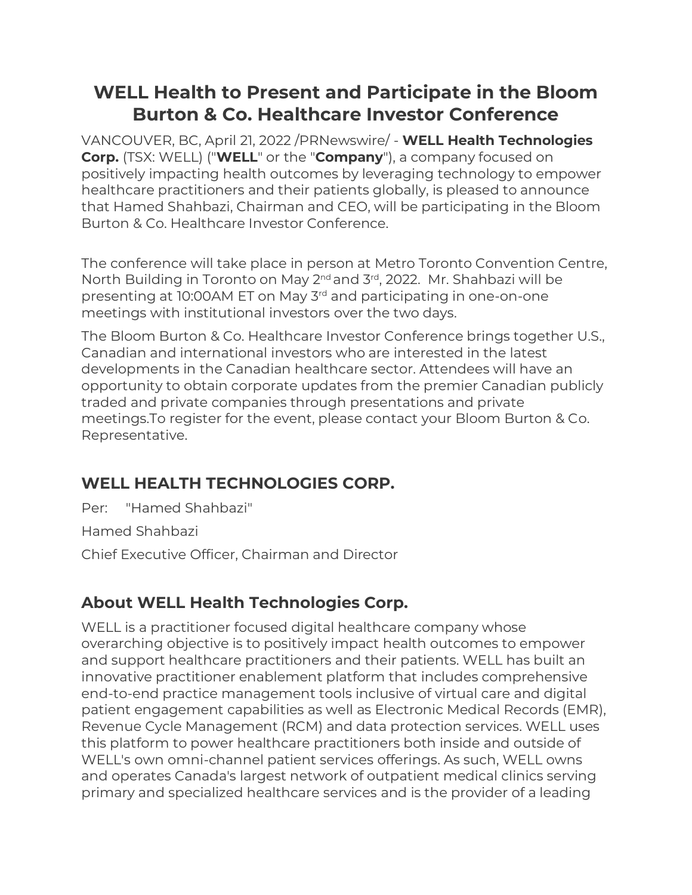# WELL Health to Present and Participate in the Bloom Burton & Co. Healthcare Investor Conference

VANCOUVER, BC, April 21, 2022 /PRNewswire/ - **WELL Health Technologies Corp.** (TSX: WELL) ("**WELL**" or the "**Company**"), a company focused on positively impacting health outcomes by leveraging technology to empower healthcare practitioners and their patients globally, is pleased to announce that Hamed Shahbazi, Chairman and CEO, will be participating in the Bloom Burton & Co. Healthcare Investor Conference.

The conference will take place in person at Metro Toronto Convention Centre, North Building in Toronto on May 2nd and 3rd, 2022. Mr. Shahbazi will be presenting at 10:00AM ET on May 3rd and participating in one-on-one meetings with institutional investors over the two days.

The Bloom Burton & Co. Healthcare Investor Conference brings together U.S., Canadian and international investors who are interested in the latest developments in the Canadian healthcare sector. Attendees will have an opportunity to obtain corporate updates from the premier Canadian publicly traded and private companies through presentations and private meetings.To register for the event, please contact your Bloom Burton & Co. Representative.

## WELL HEALTH TECHNOLOGIES CORP.

Per: "Hamed Shahbazi"

Hamed Shahbazi

Chief Executive Officer, Chairman and Director

## About WELL Health Technologies Corp.

WELL is a practitioner focused digital healthcare company whose overarching objective is to positively impact health outcomes to empower and support healthcare practitioners and their patients. WELL has built an innovative practitioner enablement platform that includes comprehensive end-to-end practice management tools inclusive of virtual care and digital patient engagement capabilities as well as Electronic Medical Records (EMR), Revenue Cycle Management (RCM) and data protection services. WELL uses this platform to power healthcare practitioners both inside and outside of WELL's own omni-channel patient services offerings. As such, WELL owns and operates Canada's largest network of outpatient medical clinics serving primary and specialized healthcare services and is the provider of a leading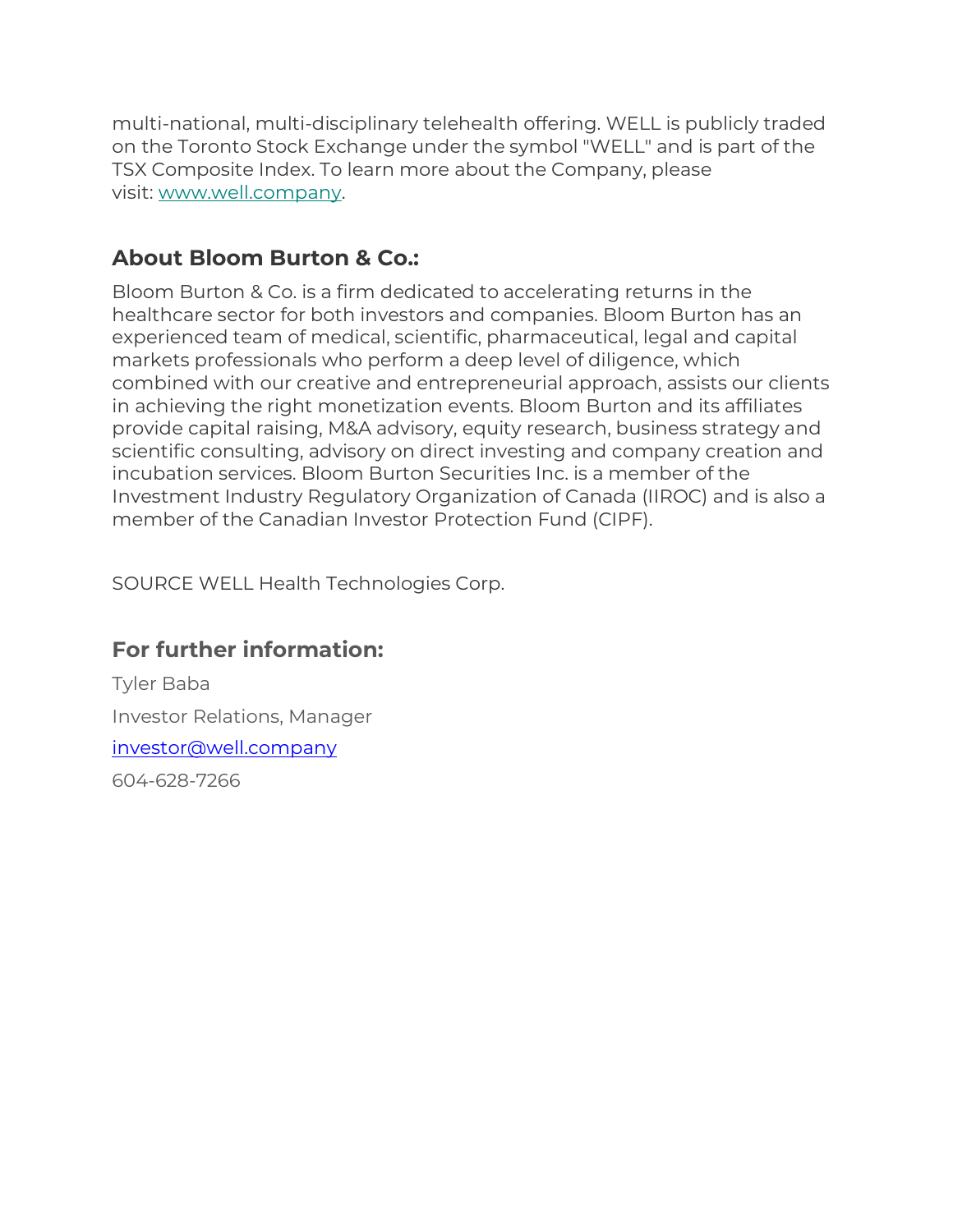multi-national, multi-disciplinary telehealth offering. WELL is publicly traded on the Toronto Stock Exchange under the symbol "WELL" and is part of the TSX Composite Index. To learn more about the Company, please visit: [www.well.company](http://www.well.company).

## About Bloom Burton & Co.:

Bloom Burton & Co. is a firm dedicated to accelerating returns in the healthcare sector for both investors and companies. Bloom Burton has an experienced team of medical, scientific, pharmaceutical, legal and capital markets professionals who perform a deep level of diligence, which combined with our creative and entrepreneurial approach, assists our clients in achieving the right monetization events. Bloom Burton and its affiliates provide capital raising, M&A advisory, equity research, business strategy and scientific consulting, advisory on direct investing and company creation and incubation services. Bloom Burton Securities Inc. is a member of the Investment Industry Regulatory Organization of Canada (IIROC) and is also a member of the Canadian Investor Protection Fund (CIPF).

SOURCE WELL Health Technologies Corp.

## For further information:

Tyler Baba

Investor Relations, Manager

[investor@well.company](mailto:investor@well.company)

604-628-7266